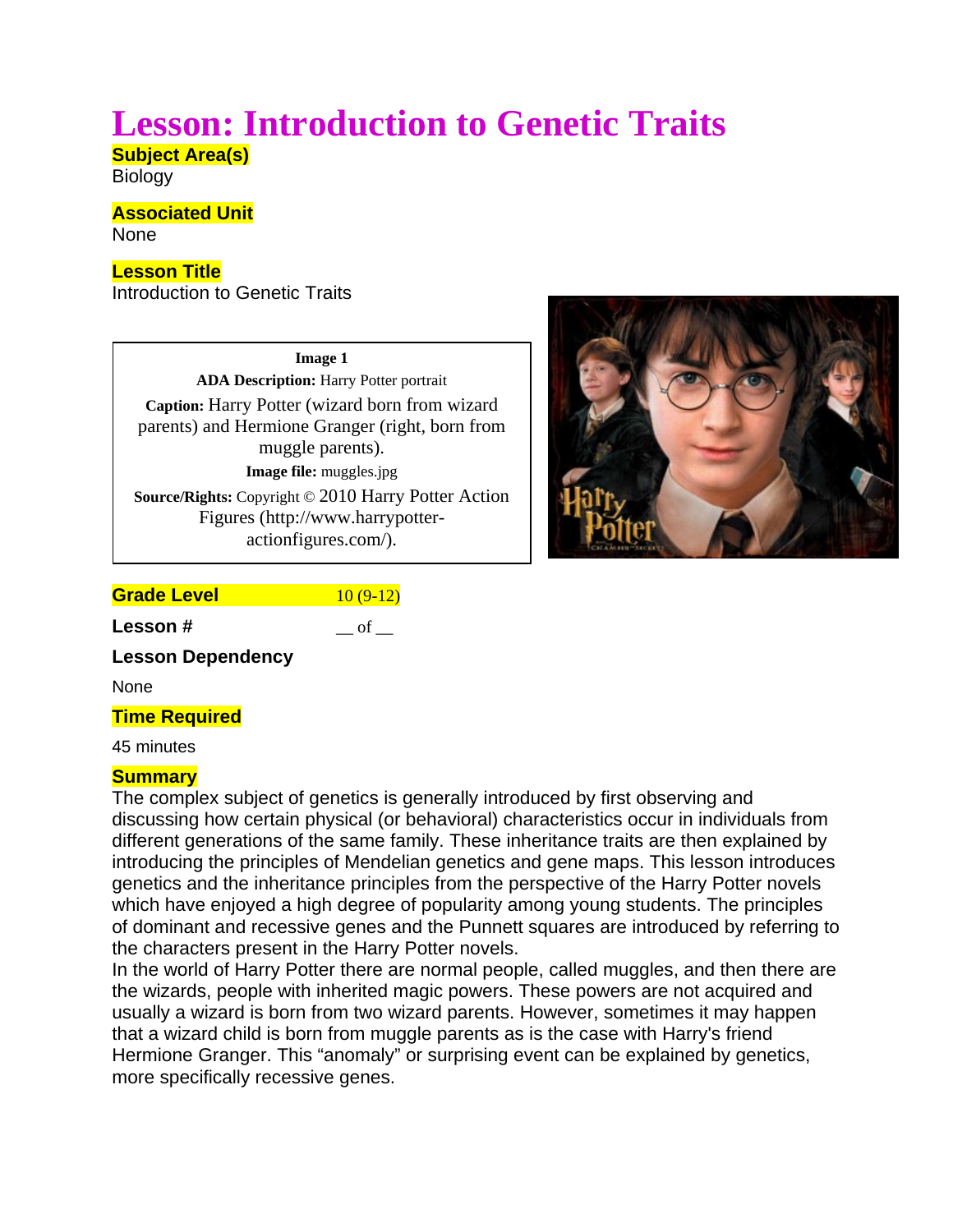# Lesson: Introduction to Genetic Traits

**Subject Area(s)**

Biology

**Associated Unit**

None

**Lesson Title**

Introduction to Genetic Traits

**Image 1**

**ADA Description:** Harry Potter portrait

**Caption:** Harry Potter (wizard born from wizard parents) and Hermione Granger (right, born from muggle parents).

**Image file:** muggles.jpg

**Source/Rights:** Copyright © 2010 Harry Potter Action Figures (http://www.harrypotter-actionfigures.com/).

| **Grade Level** | 10 (9-12) |
|---|---|
| **Lesson #** | __ of __ |

**Lesson Dependency**

None

**Time Required**

45 minutes

**Summary**

The complex subject of genetics is generally introduced by first observing and discussing how certain physical (or behavioral) characteristics occur in individuals from different generations of the same family. These inheritance traits are then explained by introducing the principles of Mendelian genetics and gene maps. This lesson introduces genetics and the inheritance principles from the perspective of the Harry Potter novels which have enjoyed a high degree of popularity among young students. The principles of dominant and recessive genes and the Punnett squares are introduced by referring to the characters present in the Harry Potter novels.

In the world of Harry Potter there are normal people, called muggles, and then there are the wizards, people with inherited magic powers. These powers are not acquired and usually a wizard is born from two wizard parents. However, sometimes it may happen that a wizard child is born from muggle parents as is the case with Harry's friend Hermione Granger. This "anomaly" or surprising event can be explained by genetics, more specifically recessive genes.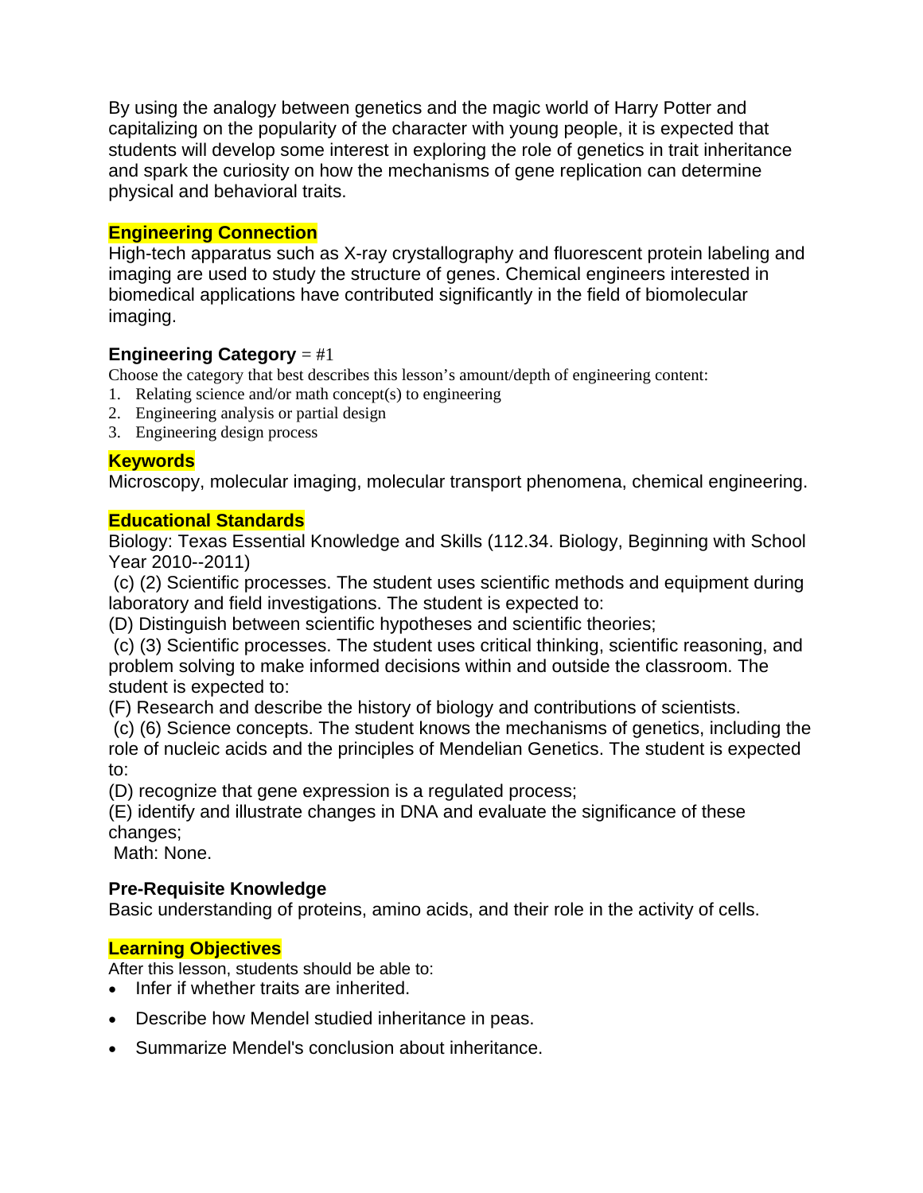By using the analogy between genetics and the magic world of Harry Potter and capitalizing on the popularity of the character with young people, it is expected that students will develop some interest in exploring the role of genetics in trait inheritance and spark the curiosity on how the mechanisms of gene replication can determine physical and behavioral traits.

## Engineering Connection

High-tech apparatus such as X-ray crystallography and fluorescent protein labeling and imaging are used to study the structure of genes. Chemical engineers interested in biomedical applications have contributed significantly in the field of biomolecular imaging.

**Engineering Category** = #1

Choose the category that best describes this lesson's amount/depth of engineering content:

1. Relating science and/or math concept(s) to engineering
2. Engineering analysis or partial design
3. Engineering design process

## Keywords

Microscopy, molecular imaging, molecular transport phenomena, chemical engineering.

## Educational Standards

Biology: Texas Essential Knowledge and Skills (112.34. Biology, Beginning with School Year 2010--2011)

(c) (2) Scientific processes. The student uses scientific methods and equipment during laboratory and field investigations. The student is expected to:

(D) Distinguish between scientific hypotheses and scientific theories;

(c) (3) Scientific processes. The student uses critical thinking, scientific reasoning, and problem solving to make informed decisions within and outside the classroom. The student is expected to:

(F) Research and describe the history of biology and contributions of scientists.

(c) (6) Science concepts. The student knows the mechanisms of genetics, including the role of nucleic acids and the principles of Mendelian Genetics. The student is expected to:

(D) recognize that gene expression is a regulated process;

(E) identify and illustrate changes in DNA and evaluate the significance of these changes;

Math: None.

**Pre-Requisite Knowledge**

Basic understanding of proteins, amino acids, and their role in the activity of cells.

## Learning Objectives

After this lesson, students should be able to:

- Infer if whether traits are inherited.
- Describe how Mendel studied inheritance in peas.
- Summarize Mendel's conclusion about inheritance.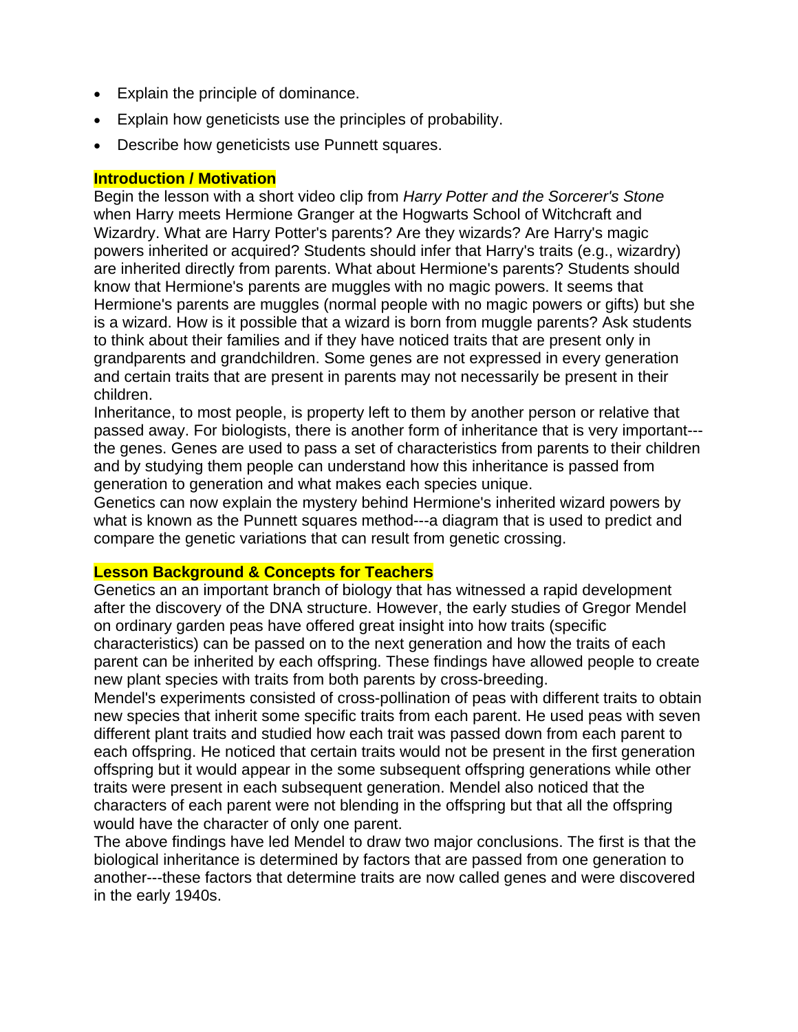- Explain the principle of dominance.
- Explain how geneticists use the principles of probability.
- Describe how geneticists use Punnett squares.

## Introduction / Motivation

Begin the lesson with a short video clip from *Harry Potter and the Sorcerer's Stone* when Harry meets Hermione Granger at the Hogwarts School of Witchcraft and Wizardry. What are Harry Potter's parents? Are they wizards? Are Harry's magic powers inherited or acquired? Students should infer that Harry's traits (e.g., wizardry) are inherited directly from parents. What about Hermione's parents? Students should know that Hermione's parents are muggles with no magic powers. It seems that Hermione's parents are muggles (normal people with no magic powers or gifts) but she is a wizard. How is it possible that a wizard is born from muggle parents? Ask students to think about their families and if they have noticed traits that are present only in grandparents and grandchildren. Some genes are not expressed in every generation and certain traits that are present in parents may not necessarily be present in their children.

Inheritance, to most people, is property left to them by another person or relative that passed away. For biologists, there is another form of inheritance that is very important---the genes. Genes are used to pass a set of characteristics from parents to their children and by studying them people can understand how this inheritance is passed from generation to generation and what makes each species unique.

Genetics can now explain the mystery behind Hermione's inherited wizard powers by what is known as the Punnett squares method---a diagram that is used to predict and compare the genetic variations that can result from genetic crossing.

## Lesson Background & Concepts for Teachers

Genetics an an important branch of biology that has witnessed a rapid development after the discovery of the DNA structure. However, the early studies of Gregor Mendel on ordinary garden peas have offered great insight into how traits (specific characteristics) can be passed on to the next generation and how the traits of each parent can be inherited by each offspring. These findings have allowed people to create new plant species with traits from both parents by cross-breeding.

Mendel's experiments consisted of cross-pollination of peas with different traits to obtain new species that inherit some specific traits from each parent. He used peas with seven different plant traits and studied how each trait was passed down from each parent to each offspring. He noticed that certain traits would not be present in the first generation offspring but it would appear in the some subsequent offspring generations while other traits were present in each subsequent generation. Mendel also noticed that the characters of each parent were not blending in the offspring but that all the offspring would have the character of only one parent.

The above findings have led Mendel to draw two major conclusions. The first is that the biological inheritance is determined by factors that are passed from one generation to another---these factors that determine traits are now called genes and were discovered in the early 1940s.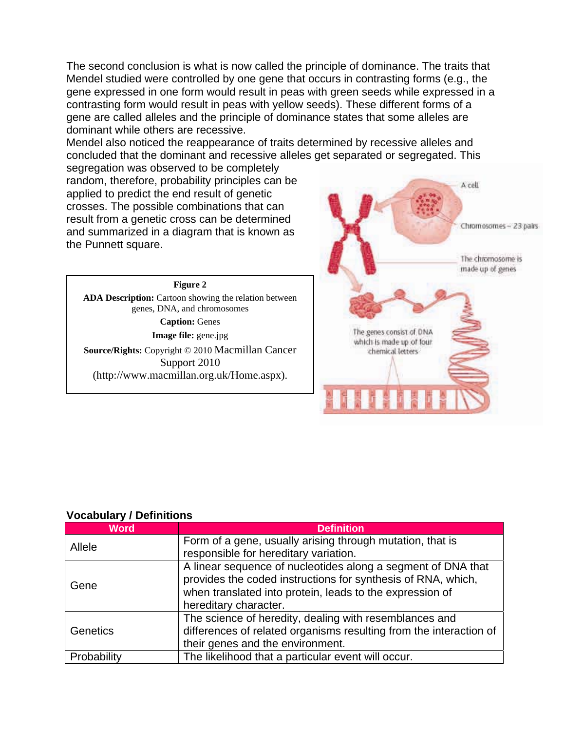The second conclusion is what is now called the principle of dominance. The traits that Mendel studied were controlled by one gene that occurs in contrasting forms (e.g., the gene expressed in one form would result in peas with green seeds while expressed in a contrasting form would result in peas with yellow seeds). These different forms of a gene are called alleles and the principle of dominance states that some alleles are dominant while others are recessive.

Mendel also noticed the reappearance of traits determined by recessive alleles and concluded that the dominant and recessive alleles get separated or segregated. This segregation was observed to be completely random, therefore, probability principles can be applied to predict the end result of genetic crosses. The possible combinations that can result from a genetic cross can be determined and summarized in a diagram that is known as the Punnett square.

**Figure 2**

**ADA Description:** Cartoon showing the relation between genes, DNA, and chromosomes

**Caption:** Genes

**Image file:** gene.jpg

**Source/Rights:** Copyright © 2010 Macmillan Cancer Support 2010 (http://www.macmillan.org.uk/Home.aspx).

A cell

Chromosomes – 23 pairs

The chromosome is made up of genes

The genes consist of DNA which is made up of four chemical letters

### Vocabulary / Definitions

| Word | Definition |
| --- | --- |
| Allele | Form of a gene, usually arising through mutation, that is responsible for hereditary variation. |
| Gene | A linear sequence of nucleotides along a segment of DNA that provides the coded instructions for synthesis of RNA, which, when translated into protein, leads to the expression of hereditary character. |
| Genetics | The science of heredity, dealing with resemblances and differences of related organisms resulting from the interaction of their genes and the environment. |
| Probability | The likelihood that a particular event will occur. |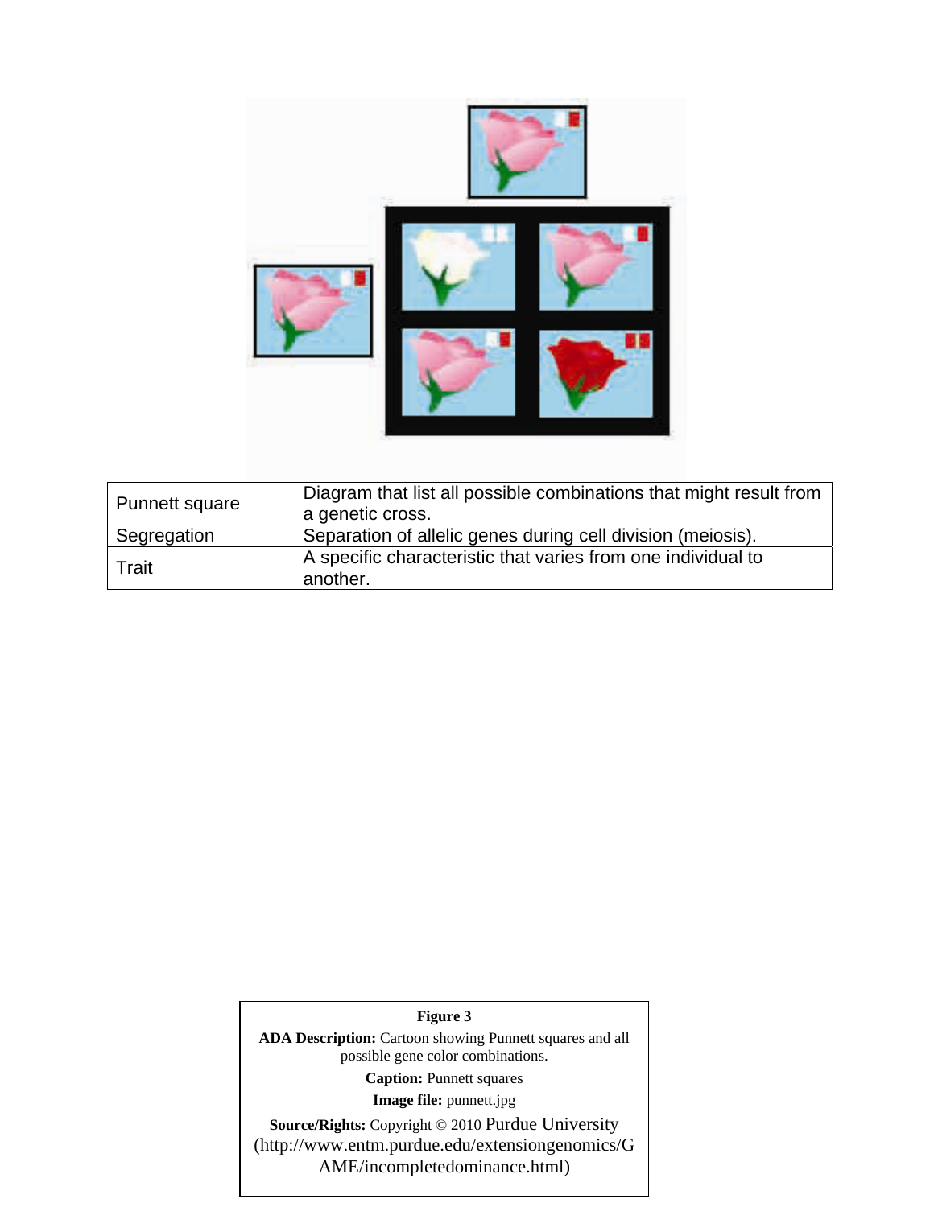| Punnett square | Diagram that list all possible combinations that might result from a genetic cross. |
|---|---|
| Segregation | Separation of allelic genes during cell division (meiosis). |
| Trait | A specific characteristic that varies from one individual to another. |

**Figure 3**

**ADA Description:** Cartoon showing Punnett squares and all possible gene color combinations.

**Caption:** Punnett squares

**Image file:** punnett.jpg

**Source/Rights:** Copyright © 2010 Purdue University (http://www.entm.purdue.edu/extensiongenomics/GAME/incompletedominance.html)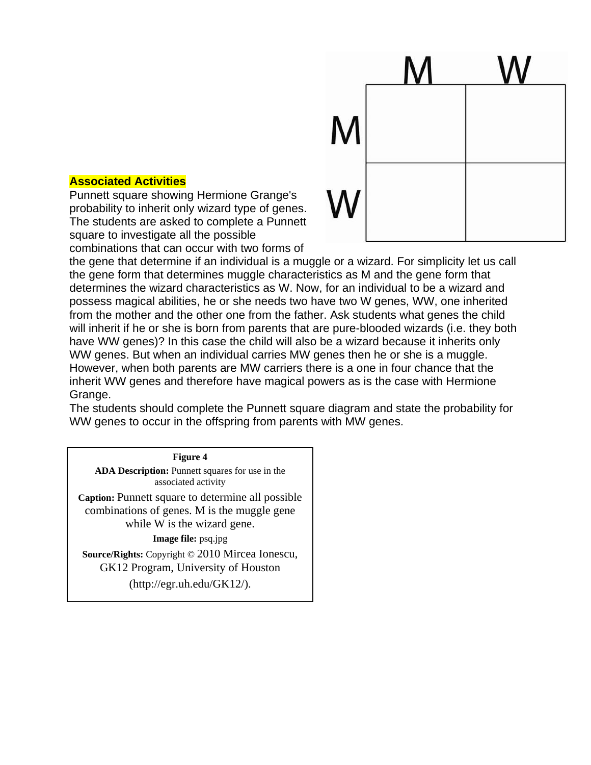|  | M | W |
| --- | --- | --- |
| **M** |  |  |
| **W** |  |  |

**Associated Activities**

Punnett square showing Hermione Grange's probability to inherit only wizard type of genes. The students are asked to complete a Punnett square to investigate all the possible combinations that can occur with two forms of the gene that determine if an individual is a muggle or a wizard. For simplicity let us call the gene form that determines muggle characteristics as M and the gene form that determines the wizard characteristics as W. Now, for an individual to be a wizard and possess magical abilities, he or she needs two have two W genes, WW, one inherited from the mother and the other one from the father. Ask students what genes the child will inherit if he or she is born from parents that are pure-blooded wizards (i.e. they both have WW genes)? In this case the child will also be a wizard because it inherits only WW genes. But when an individual carries MW genes then he or she is a muggle. However, when both parents are MW carriers there is a one in four chance that the inherit WW genes and therefore have magical powers as is the case with Hermione Grange.

The students should complete the Punnett square diagram and state the probability for WW genes to occur in the offspring from parents with MW genes.

**Figure 4**

**ADA Description:** Punnett squares for use in the associated activity

**Caption:** Punnett square to determine all possible combinations of genes. M is the muggle gene while W is the wizard gene.

**Image file:** psq.jpg

**Source/Rights:** Copyright © 2010 Mircea Ionescu, GK12 Program, University of Houston (http://egr.uh.edu/GK12/).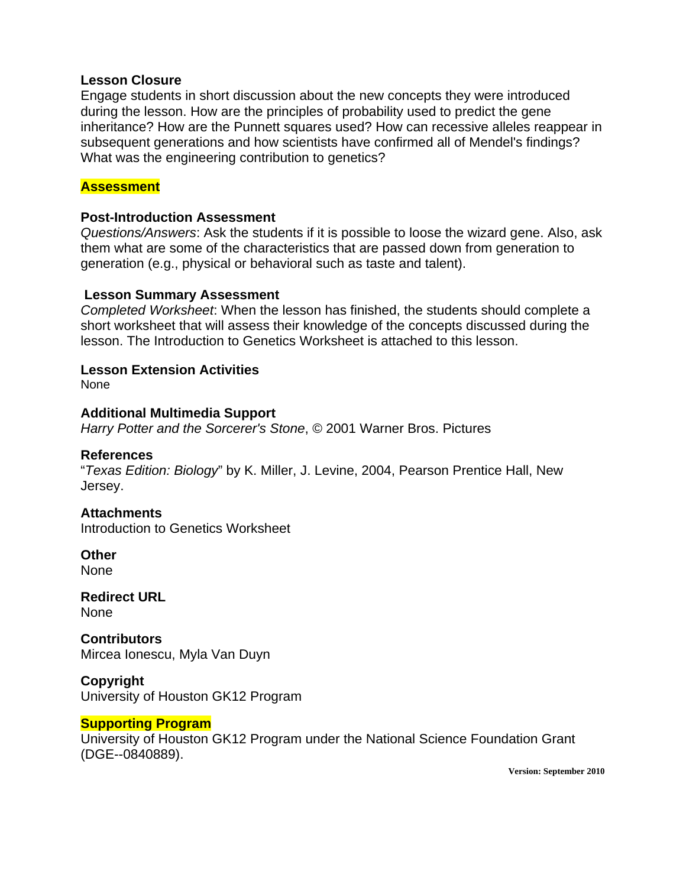**Lesson Closure**

Engage students in short discussion about the new concepts they were introduced during the lesson. How are the principles of probability used to predict the gene inheritance? How are the Punnett squares used? How can recessive alleles reappear in subsequent generations and how scientists have confirmed all of Mendel's findings? What was the engineering contribution to genetics?

**Assessment**

**Post-Introduction Assessment**

*Questions/Answers*: Ask the students if it is possible to loose the wizard gene. Also, ask them what are some of the characteristics that are passed down from generation to generation (e.g., physical or behavioral such as taste and talent).

**Lesson Summary Assessment**

*Completed Worksheet*: When the lesson has finished, the students should complete a short worksheet that will assess their knowledge of the concepts discussed during the lesson. The Introduction to Genetics Worksheet is attached to this lesson.

**Lesson Extension Activities**

None

**Additional Multimedia Support**

*Harry Potter and the Sorcerer's Stone*, © 2001 Warner Bros. Pictures

**References**

"*Texas Edition: Biology*" by K. Miller, J. Levine, 2004, Pearson Prentice Hall, New Jersey.

**Attachments**

Introduction to Genetics Worksheet

**Other**

None

**Redirect URL**

None

**Contributors**

Mircea Ionescu, Myla Van Duyn

**Copyright**

University of Houston GK12 Program

**Supporting Program**

University of Houston GK12 Program under the National Science Foundation Grant (DGE--0840889).

**Version: September 2010**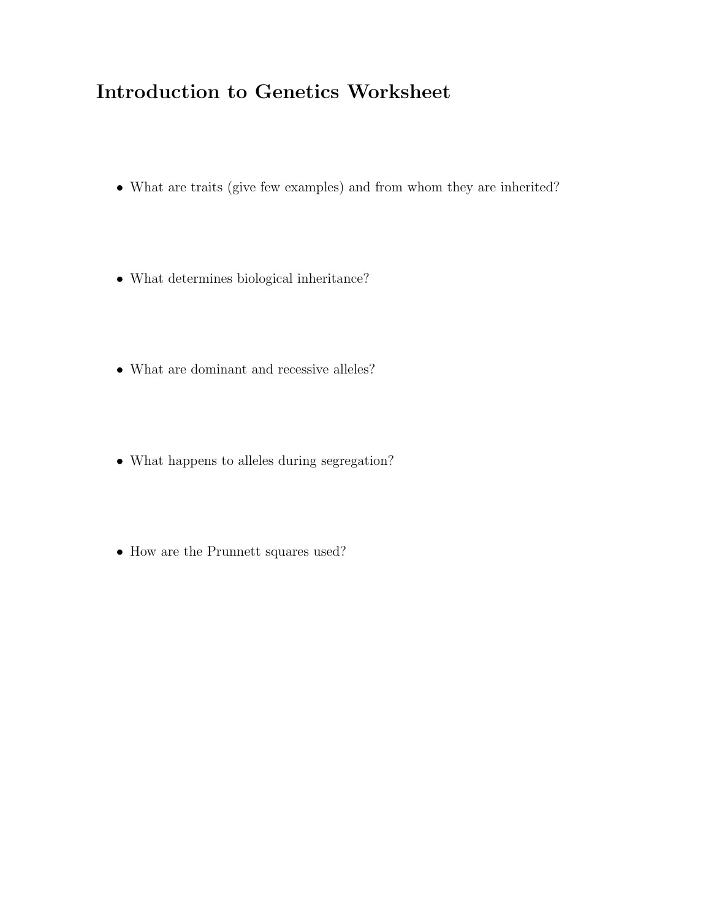## Introduction to Genetics Worksheet

- What are traits (give few examples) and from whom they are inherited?

- What determines biological inheritance?

- What are dominant and recessive alleles?

- What happens to alleles during segregation?

- How are the Prunnett squares used?